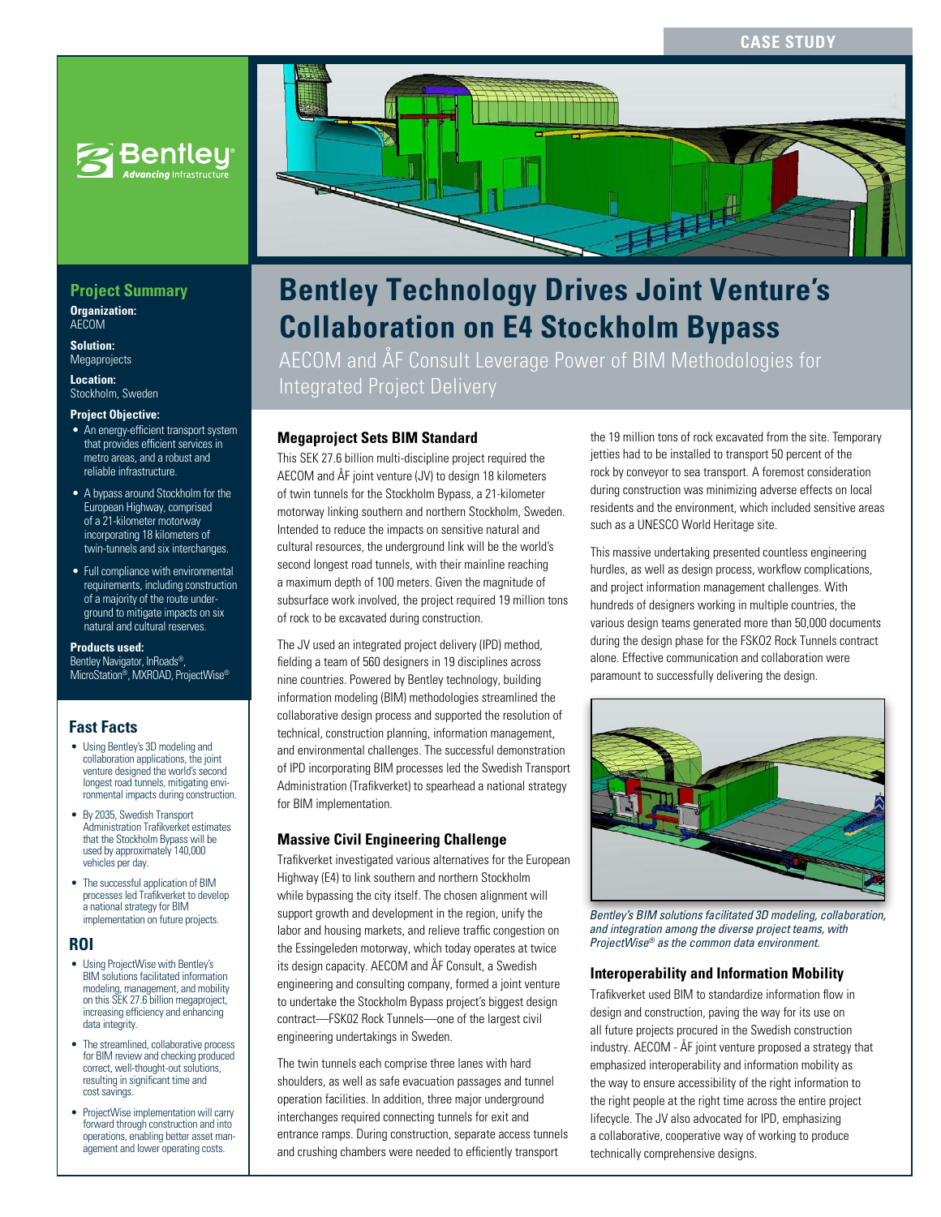CASE STUDY

# Bentley Technology Drives Joint Venture's Collaboration on E4 Stockholm Bypass

## AECOM and ÅF Consult Leverage Power of BIM Methodologies for Integrated Project Delivery

## Project Summary

**Organization:**
AECOM

**Solution:**
Megaprojects

**Location:**
Stockholm, Sweden

**Project Objective:**

- An energy-efficient transport system that provides efficient services in metro areas, and a robust and reliable infrastructure.
- A bypass around Stockholm for the European Highway, comprised of a 21-kilometer motorway incorporating 18 kilometers of twin-tunnels and six interchanges.
- Full compliance with environmental requirements, including construction of a majority of the route underground to mitigate impacts on six natural and cultural reserves.

**Products used:**
Bentley Navigator, InRoads®, MicroStation®, MXROAD, ProjectWise®

## Fast Facts

- Using Bentley's 3D modeling and collaboration applications, the joint venture designed the world's second longest road tunnels, mitigating environmental impacts during construction.
- By 2035, Swedish Transport Administration Trafikverket estimates that the Stockholm Bypass will be used by approximately 140,000 vehicles per day.
- The successful application of BIM processes led Trafikverket to develop a national strategy for BIM implementation on future projects.

## ROI

- Using ProjectWise with Bentley's BIM solutions facilitated information modeling, management, and mobility on this SEK 27.6 billion megaproject, increasing efficiency and enhancing data integrity.
- The streamlined, collaborative process for BIM review and checking produced correct, well-thought-out solutions, resulting in significant time and cost savings.
- ProjectWise implementation will carry forward through construction and into operations, enabling better asset management and lower operating costs.

### Megaproject Sets BIM Standard

This SEK 27.6 billion multi-discipline project required the AECOM and ÅF joint venture (JV) to design 18 kilometers of twin tunnels for the Stockholm Bypass, a 21-kilometer motorway linking southern and northern Stockholm, Sweden. Intended to reduce the impacts on sensitive natural and cultural resources, the underground link will be the world's second longest road tunnels, with their mainline reaching a maximum depth of 100 meters. Given the magnitude of subsurface work involved, the project required 19 million tons of rock to be excavated during construction.

The JV used an integrated project delivery (IPD) method, fielding a team of 560 designers in 19 disciplines across nine countries. Powered by Bentley technology, building information modeling (BIM) methodologies streamlined the collaborative design process and supported the resolution of technical, construction planning, information management, and environmental challenges. The successful demonstration of IPD incorporating BIM processes led the Swedish Transport Administration (Trafikverket) to spearhead a national strategy for BIM implementation.

### Massive Civil Engineering Challenge

Trafikverket investigated various alternatives for the European Highway (E4) to link southern and northern Stockholm while bypassing the city itself. The chosen alignment will support growth and development in the region, unify the labor and housing markets, and relieve traffic congestion on the Essingeleden motorway, which today operates at twice its design capacity. AECOM and ÅF Consult, a Swedish engineering and consulting company, formed a joint venture to undertake the Stockholm Bypass project's biggest design contract—FSK02 Rock Tunnels—one of the largest civil engineering undertakings in Sweden.

The twin tunnels each comprise three lanes with hard shoulders, as well as safe evacuation passages and tunnel operation facilities. In addition, three major underground interchanges required connecting tunnels for exit and entrance ramps. During construction, separate access tunnels and crushing chambers were needed to efficiently transport the 19 million tons of rock excavated from the site. Temporary jetties had to be installed to transport 50 percent of the rock by conveyor to sea transport. A foremost consideration during construction was minimizing adverse effects on local residents and the environment, which included sensitive areas such as a UNESCO World Heritage site.

This massive undertaking presented countless engineering hurdles, as well as design process, workflow complications, and project information management challenges. With hundreds of designers working in multiple countries, the various design teams generated more than 50,000 documents during the design phase for the FSK02 Rock Tunnels contract alone. Effective communication and collaboration were paramount to successfully delivering the design.

*Bentley's BIM solutions facilitated 3D modeling, collaboration, and integration among the diverse project teams, with ProjectWise® as the common data environment.*

### Interoperability and Information Mobility

Trafikverket used BIM to standardize information flow in design and construction, paving the way for its use on all future projects procured in the Swedish construction industry. AECOM - ÅF joint venture proposed a strategy that emphasized interoperability and information mobility as the way to ensure accessibility of the right information to the right people at the right time across the entire project lifecycle. The JV also advocated for IPD, emphasizing a collaborative, cooperative way of working to produce technically comprehensive designs.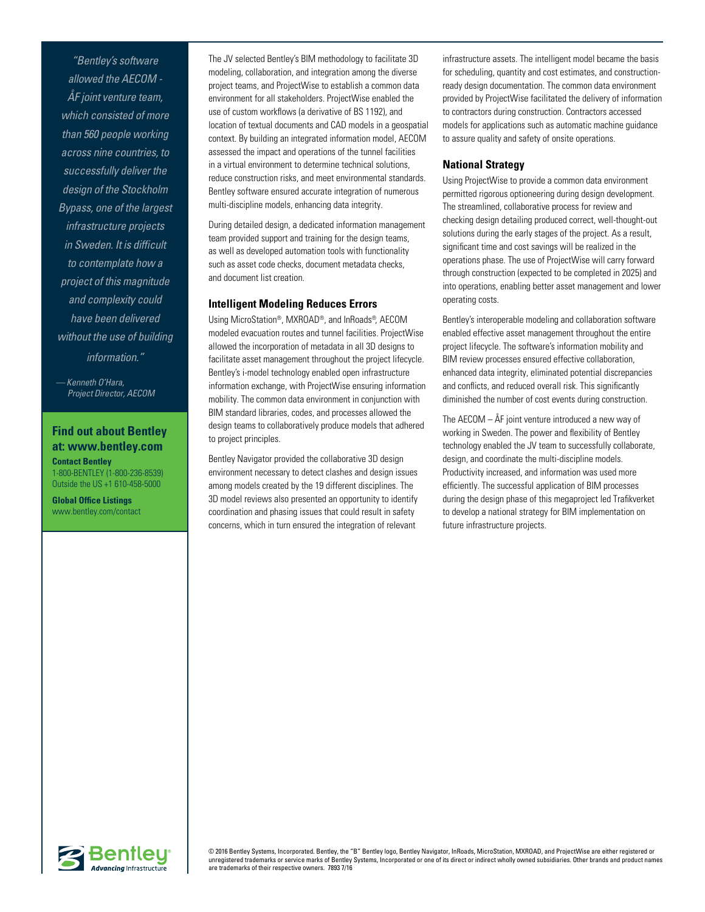*"Bentley's software allowed the AECOM - ÅF joint venture team, which consisted of more than 560 people working across nine countries, to successfully deliver the design of the Stockholm Bypass, one of the largest infrastructure projects in Sweden. It is difficult to contemplate how a project of this magnitude and complexity could have been delivered without the use of building information."*

*— Kenneth O'Hara, Project Director, AECOM*

**Find out about Bentley at: www.bentley.com**

**Contact Bentley**
1-800-BENTLEY (1-800-236-8539)
Outside the US +1 610-458-5000

**Global Office Listings**
www.bentley.com/contact

The JV selected Bentley's BIM methodology to facilitate 3D modeling, collaboration, and integration among the diverse project teams, and ProjectWise to establish a common data environment for all stakeholders. ProjectWise enabled the use of custom workflows (a derivative of BS 1192), and location of textual documents and CAD models in a geospatial context. By building an integrated information model, AECOM assessed the impact and operations of the tunnel facilities in a virtual environment to determine technical solutions, reduce construction risks, and meet environmental standards. Bentley software ensured accurate integration of numerous multi-discipline models, enhancing data integrity.

During detailed design, a dedicated information management team provided support and training for the design teams, as well as developed automation tools with functionality such as asset code checks, document metadata checks, and document list creation.

## Intelligent Modeling Reduces Errors

Using MicroStation®, MXROAD®, and InRoads®, AECOM modeled evacuation routes and tunnel facilities. ProjectWise allowed the incorporation of metadata in all 3D designs to facilitate asset management throughout the project lifecycle. Bentley's i-model technology enabled open infrastructure information exchange, with ProjectWise ensuring information mobility. The common data environment in conjunction with BIM standard libraries, codes, and processes allowed the design teams to collaboratively produce models that adhered to project principles.

Bentley Navigator provided the collaborative 3D design environment necessary to detect clashes and design issues among models created by the 19 different disciplines. The 3D model reviews also presented an opportunity to identify coordination and phasing issues that could result in safety concerns, which in turn ensured the integration of relevant infrastructure assets. The intelligent model became the basis for scheduling, quantity and cost estimates, and construction-ready design documentation. The common data environment provided by ProjectWise facilitated the delivery of information to contractors during construction. Contractors accessed models for applications such as automatic machine guidance to assure quality and safety of onsite operations.

## National Strategy

Using ProjectWise to provide a common data environment permitted rigorous optioneering during design development. The streamlined, collaborative process for review and checking design detailing produced correct, well-thought-out solutions during the early stages of the project. As a result, significant time and cost savings will be realized in the operations phase. The use of ProjectWise will carry forward through construction (expected to be completed in 2025) and into operations, enabling better asset management and lower operating costs.

Bentley's interoperable modeling and collaboration software enabled effective asset management throughout the entire project lifecycle. The software's information mobility and BIM review processes ensured effective collaboration, enhanced data integrity, eliminated potential discrepancies and conflicts, and reduced overall risk. This significantly diminished the number of cost events during construction.

The AECOM – ÅF joint venture introduced a new way of working in Sweden. The power and flexibility of Bentley technology enabled the JV team to successfully collaborate, design, and coordinate the multi-discipline models. Productivity increased, and information was used more efficiently. The successful application of BIM processes during the design phase of this megaproject led Trafikverket to develop a national strategy for BIM implementation on future infrastructure projects.

Bentley® *Advancing* Infrastructure

© 2016 Bentley Systems, Incorporated. Bentley, the "B" Bentley logo, Bentley Navigator, InRoads, MicroStation, MXROAD, and ProjectWise are either registered or unregistered trademarks or service marks of Bentley Systems, Incorporated or one of its direct or indirect wholly owned subsidiaries. Other brands and product names are trademarks of their respective owners. 7893 7/16